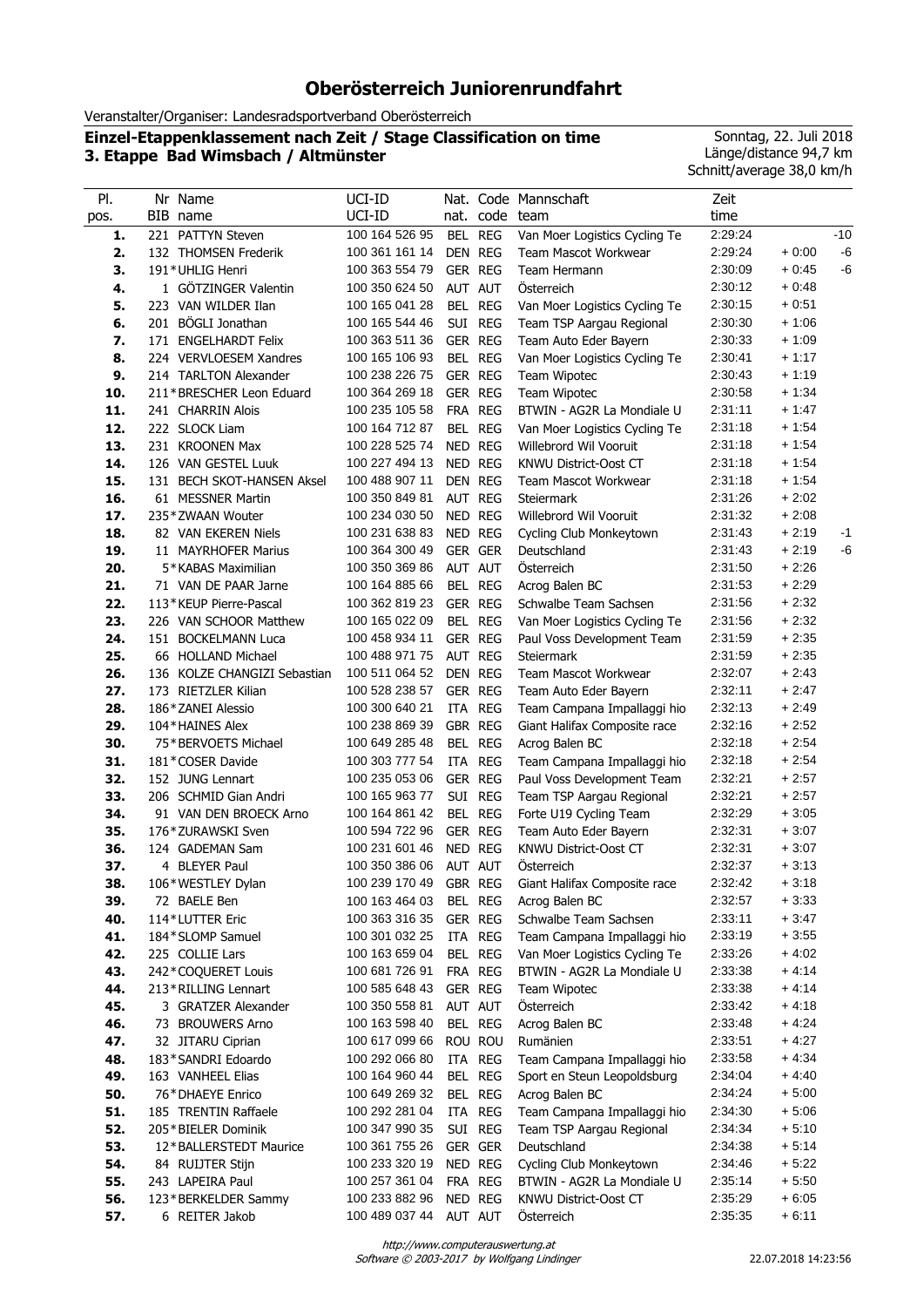# Oberösterreich Juniorenrundfahrt

Veranstalter/Organiser: Landesradsportverband Oberösterreich

**Einzel-Etappenklassement nach Zeit / Stage Classification on time**
**3. Etappe Bad Wimsbach / Altmünster**

Sonntag, 22. Juli 2018
Länge/distance 94,7 km
Schnitt/average 38,0 km/h

| Pl. pos. | Nr BIB | Name name | UCI-ID UCI-ID | Nat. nat. | Code code | Mannschaft team | Zeit time | | |
|---|---|---|---|---|---|---|---|---|---|
| **1.** | 221 | PATTYN Steven | 100 164 526 95 | BEL | REG | Van Moer Logistics Cycling Te | 2:29:24 | | -10 |
| **2.** | 132 | THOMSEN Frederik | 100 361 161 14 | DEN | REG | Team Mascot Workwear | 2:29:24 | + 0:00 | -6 |
| **3.** | 191* | UHLIG Henri | 100 363 554 79 | GER | REG | Team Hermann | 2:30:09 | + 0:45 | -6 |
| **4.** | 1 | GÖTZINGER Valentin | 100 350 624 50 | AUT | AUT | Österreich | 2:30:12 | + 0:48 | |
| **5.** | 223 | VAN WILDER Ilan | 100 165 041 28 | BEL | REG | Van Moer Logistics Cycling Te | 2:30:15 | + 0:51 | |
| **6.** | 201 | BÖGLI Jonathan | 100 165 544 46 | SUI | REG | Team TSP Aargau Regional | 2:30:30 | + 1:06 | |
| **7.** | 171 | ENGELHARDT Felix | 100 363 511 36 | GER | REG | Team Auto Eder Bayern | 2:30:33 | + 1:09 | |
| **8.** | 224 | VERVLOESEM Xandres | 100 165 106 93 | BEL | REG | Van Moer Logistics Cycling Te | 2:30:41 | + 1:17 | |
| **9.** | 214 | TARLTON Alexander | 100 238 226 75 | GER | REG | Team Wipotec | 2:30:43 | + 1:19 | |
| **10.** | 211* | BRESCHER Leon Eduard | 100 364 269 18 | GER | REG | Team Wipotec | 2:30:58 | + 1:34 | |
| **11.** | 241 | CHARRIN Alois | 100 235 105 58 | FRA | REG | BTWIN - AG2R La Mondiale U | 2:31:11 | + 1:47 | |
| **12.** | 222 | SLOCK Liam | 100 164 712 87 | BEL | REG | Van Moer Logistics Cycling Te | 2:31:18 | + 1:54 | |
| **13.** | 231 | KROONEN Max | 100 228 525 74 | NED | REG | Willebrord Wil Vooruit | 2:31:18 | + 1:54 | |
| **14.** | 126 | VAN GESTEL Luuk | 100 227 494 13 | NED | REG | KNWU District-Oost CT | 2:31:18 | + 1:54 | |
| **15.** | 131 | BECH SKOT-HANSEN Aksel | 100 488 907 11 | DEN | REG | Team Mascot Workwear | 2:31:18 | + 1:54 | |
| **16.** | 61 | MESSNER Martin | 100 350 849 81 | AUT | REG | Steiermark | 2:31:26 | + 2:02 | |
| **17.** | 235* | ZWAAN Wouter | 100 234 030 50 | NED | REG | Willebrord Wil Vooruit | 2:31:32 | + 2:08 | |
| **18.** | 82 | VAN EKEREN Niels | 100 231 638 83 | NED | REG | Cycling Club Monkeytown | 2:31:43 | + 2:19 | -1 |
| **19.** | 11 | MAYRHOFER Marius | 100 364 300 49 | GER | GER | Deutschland | 2:31:43 | + 2:19 | -6 |
| **20.** | 5* | KABAS Maximilian | 100 350 369 86 | AUT | AUT | Österreich | 2:31:50 | + 2:26 | |
| **21.** | 71 | VAN DE PAAR Jarne | 100 164 885 66 | BEL | REG | Acrog Balen BC | 2:31:53 | + 2:29 | |
| **22.** | 113* | KEUP Pierre-Pascal | 100 362 819 23 | GER | REG | Schwalbe Team Sachsen | 2:31:56 | + 2:32 | |
| **23.** | 226 | VAN SCHOOR Matthew | 100 165 022 09 | BEL | REG | Van Moer Logistics Cycling Te | 2:31:56 | + 2:32 | |
| **24.** | 151 | BOCKELMANN Luca | 100 458 934 11 | GER | REG | Paul Voss Development Team | 2:31:59 | + 2:35 | |
| **25.** | 66 | HOLLAND Michael | 100 488 971 75 | AUT | REG | Steiermark | 2:31:59 | + 2:35 | |
| **26.** | 136 | KOLZE CHANGIZI Sebastian | 100 511 064 52 | DEN | REG | Team Mascot Workwear | 2:32:07 | + 2:43 | |
| **27.** | 173 | RIETZLER Kilian | 100 528 238 57 | GER | REG | Team Auto Eder Bayern | 2:32:11 | + 2:47 | |
| **28.** | 186* | ZANEI Alessio | 100 300 640 21 | ITA | REG | Team Campana Impallaggi hio | 2:32:13 | + 2:49 | |
| **29.** | 104* | HAINES Alex | 100 238 869 39 | GBR | REG | Giant Halifax Composite race | 2:32:16 | + 2:52 | |
| **30.** | 75* | BERVOETS Michael | 100 649 285 48 | BEL | REG | Acrog Balen BC | 2:32:18 | + 2:54 | |
| **31.** | 181* | COSER Davide | 100 303 777 54 | ITA | REG | Team Campana Impallaggi hio | 2:32:18 | + 2:54 | |
| **32.** | 152 | JUNG Lennart | 100 235 053 06 | GER | REG | Paul Voss Development Team | 2:32:21 | + 2:57 | |
| **33.** | 206 | SCHMID Gian Andri | 100 165 963 77 | SUI | REG | Team TSP Aargau Regional | 2:32:21 | + 2:57 | |
| **34.** | 91 | VAN DEN BROECK Arno | 100 164 861 42 | BEL | REG | Forte U19 Cycling Team | 2:32:29 | + 3:05 | |
| **35.** | 176* | ZURAWSKI Sven | 100 594 722 96 | GER | REG | Team Auto Eder Bayern | 2:32:31 | + 3:07 | |
| **36.** | 124 | GADEMAN Sam | 100 231 601 46 | NED | REG | KNWU District-Oost CT | 2:32:31 | + 3:07 | |
| **37.** | 4 | BLEYER Paul | 100 350 386 06 | AUT | AUT | Österreich | 2:32:37 | + 3:13 | |
| **38.** | 106* | WESTLEY Dylan | 100 239 170 49 | GBR | REG | Giant Halifax Composite race | 2:32:42 | + 3:18 | |
| **39.** | 72 | BAELE Ben | 100 163 464 03 | BEL | REG | Acrog Balen BC | 2:32:57 | + 3:33 | |
| **40.** | 114* | LUTTER Eric | 100 363 316 35 | GER | REG | Schwalbe Team Sachsen | 2:33:11 | + 3:47 | |
| **41.** | 184* | SLOMP Samuel | 100 301 032 25 | ITA | REG | Team Campana Impallaggi hio | 2:33:19 | + 3:55 | |
| **42.** | 225 | COLLIE Lars | 100 163 659 04 | BEL | REG | Van Moer Logistics Cycling Te | 2:33:26 | + 4:02 | |
| **43.** | 242* | COQUERET Louis | 100 681 726 91 | FRA | REG | BTWIN - AG2R La Mondiale U | 2:33:38 | + 4:14 | |
| **44.** | 213* | RILLING Lennart | 100 585 648 43 | GER | REG | Team Wipotec | 2:33:38 | + 4:14 | |
| **45.** | 3 | GRATZER Alexander | 100 350 558 81 | AUT | AUT | Österreich | 2:33:42 | + 4:18 | |
| **46.** | 73 | BROUWERS Arno | 100 163 598 40 | BEL | REG | Acrog Balen BC | 2:33:48 | + 4:24 | |
| **47.** | 32 | JITARU Ciprian | 100 617 099 66 | ROU | ROU | Rumänien | 2:33:51 | + 4:27 | |
| **48.** | 183* | SANDRI Edoardo | 100 292 066 80 | ITA | REG | Team Campana Impallaggi hio | 2:33:58 | + 4:34 | |
| **49.** | 163 | VANHEEL Elias | 100 164 960 44 | BEL | REG | Sport en Steun Leopoldsburg | 2:34:04 | + 4:40 | |
| **50.** | 76* | DHAEYE Enrico | 100 649 269 32 | BEL | REG | Acrog Balen BC | 2:34:24 | + 5:00 | |
| **51.** | 185 | TRENTIN Raffaele | 100 292 281 04 | ITA | REG | Team Campana Impallaggi hio | 2:34:30 | + 5:06 | |
| **52.** | 205* | BIELER Dominik | 100 347 990 35 | SUI | REG | Team TSP Aargau Regional | 2:34:34 | + 5:10 | |
| **53.** | 12* | BALLERSTEDT Maurice | 100 361 755 26 | GER | GER | Deutschland | 2:34:38 | + 5:14 | |
| **54.** | 84 | RUIJTER Stijn | 100 233 320 19 | NED | REG | Cycling Club Monkeytown | 2:34:46 | + 5:22 | |
| **55.** | 243 | LAPEIRA Paul | 100 257 361 04 | FRA | REG | BTWIN - AG2R La Mondiale U | 2:35:14 | + 5:50 | |
| **56.** | 123* | BERKELDER Sammy | 100 233 882 96 | NED | REG | KNWU District-Oost CT | 2:35:29 | + 6:05 | |
| **57.** | 6 | REITER Jakob | 100 489 037 44 | AUT | AUT | Österreich | 2:35:35 | + 6:11 | |

*http://www.computerauswertung.at*
*Software © 2003-2017 by Wolfgang Lindinger*

22.07.2018 14:23:56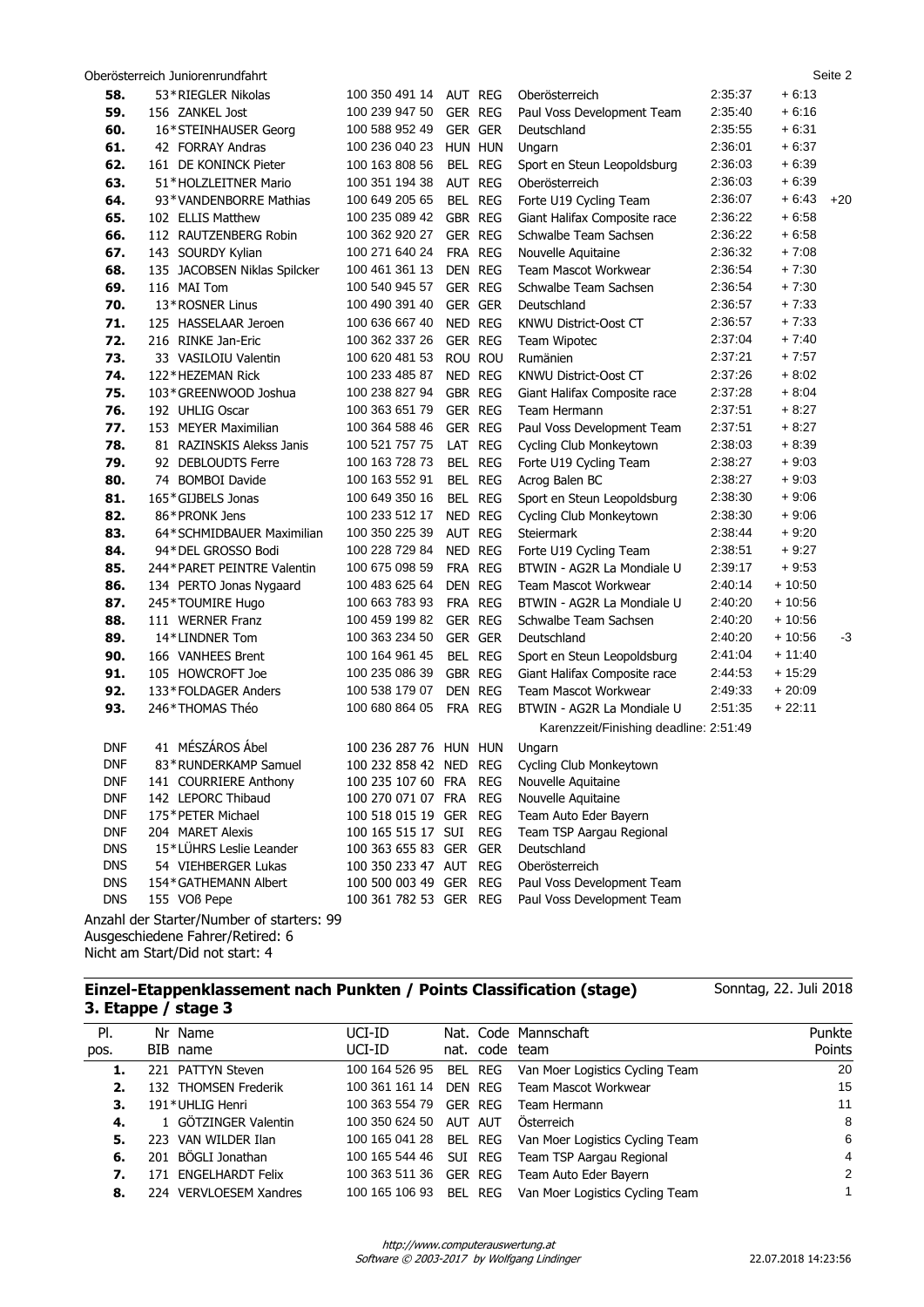| Pl. | Nr Name | UCI-ID | Nat. | Code | Mannschaft | Zeit | Rückstand | |
|---|---|---|---|---|---|---|---|---|
| **58.** | 53*RIEGLER Nikolas | 100 350 491 14 | AUT | REG | Oberösterreich | 2:35:37 | + 6:13 | |
| **59.** | 156 ZANKEL Jost | 100 239 947 50 | GER | REG | Paul Voss Development Team | 2:35:40 | + 6:16 | |
| **60.** | 16*STEINHAUSER Georg | 100 588 952 49 | GER | GER | Deutschland | 2:35:55 | + 6:31 | |
| **61.** | 42 FORRAY Andras | 100 236 040 23 | HUN | HUN | Ungarn | 2:36:01 | + 6:37 | |
| **62.** | 161 DE KONINCK Pieter | 100 163 808 56 | BEL | REG | Sport en Steun Leopoldsburg | 2:36:03 | + 6:39 | |
| **63.** | 51*HOLZLEITNER Mario | 100 351 194 38 | AUT | REG | Oberösterreich | 2:36:03 | + 6:39 | |
| **64.** | 93*VANDENBORRE Mathias | 100 649 205 65 | BEL | REG | Forte U19 Cycling Team | 2:36:07 | + 6:43 | +20 |
| **65.** | 102 ELLIS Matthew | 100 235 089 42 | GBR | REG | Giant Halifax Composite race | 2:36:22 | + 6:58 | |
| **66.** | 112 RAUTZENBERG Robin | 100 362 920 27 | GER | REG | Schwalbe Team Sachsen | 2:36:22 | + 6:58 | |
| **67.** | 143 SOURDY Kylian | 100 271 640 24 | FRA | REG | Nouvelle Aquitaine | 2:36:32 | + 7:08 | |
| **68.** | 135 JACOBSEN Niklas Spilcker | 100 461 361 13 | DEN | REG | Team Mascot Workwear | 2:36:54 | + 7:30 | |
| **69.** | 116 MAI Tom | 100 540 945 57 | GER | REG | Schwalbe Team Sachsen | 2:36:54 | + 7:30 | |
| **70.** | 13*ROSNER Linus | 100 490 391 40 | GER | GER | Deutschland | 2:36:57 | + 7:33 | |
| **71.** | 125 HASSELAAR Jeroen | 100 636 667 40 | NED | REG | KNWU District-Oost CT | 2:36:57 | + 7:33 | |
| **72.** | 216 RINKE Jan-Eric | 100 362 337 26 | GER | REG | Team Wipotec | 2:37:04 | + 7:40 | |
| **73.** | 33 VASILOIU Valentin | 100 620 481 53 | ROU | ROU | Rumänien | 2:37:21 | + 7:57 | |
| **74.** | 122*HEZEMAN Rick | 100 233 485 87 | NED | REG | KNWU District-Oost CT | 2:37:26 | + 8:02 | |
| **75.** | 103*GREENWOOD Joshua | 100 238 827 94 | GBR | REG | Giant Halifax Composite race | 2:37:28 | + 8:04 | |
| **76.** | 192 UHLIG Oscar | 100 363 651 79 | GER | REG | Team Hermann | 2:37:51 | + 8:27 | |
| **77.** | 153 MEYER Maximilian | 100 364 588 46 | GER | REG | Paul Voss Development Team | 2:37:51 | + 8:27 | |
| **78.** | 81 RAZINSKIS Alekss Janis | 100 521 757 75 | LAT | REG | Cycling Club Monkeytown | 2:38:03 | + 8:39 | |
| **79.** | 92 DEBLOUDTS Ferre | 100 163 728 73 | BEL | REG | Forte U19 Cycling Team | 2:38:27 | + 9:03 | |
| **80.** | 74 BOMBOI Davide | 100 163 552 91 | BEL | REG | Acrog Balen BC | 2:38:27 | + 9:03 | |
| **81.** | 165*GIJBELS Jonas | 100 649 350 16 | BEL | REG | Sport en Steun Leopoldsburg | 2:38:30 | + 9:06 | |
| **82.** | 86*PRONK Jens | 100 233 512 17 | NED | REG | Cycling Club Monkeytown | 2:38:30 | + 9:06 | |
| **83.** | 64*SCHMIDBAUER Maximilian | 100 350 225 39 | AUT | REG | Steiermark | 2:38:44 | + 9:20 | |
| **84.** | 94*DEL GROSSO Bodi | 100 228 729 84 | NED | REG | Forte U19 Cycling Team | 2:38:51 | + 9:27 | |
| **85.** | 244*PARET PEINTRE Valentin | 100 675 098 59 | FRA | REG | BTWIN - AG2R La Mondiale U | 2:39:17 | + 9:53 | |
| **86.** | 134 PERTO Jonas Nygaard | 100 483 625 64 | DEN | REG | Team Mascot Workwear | 2:40:14 | + 10:50 | |
| **87.** | 245*TOUMIRE Hugo | 100 663 783 93 | FRA | REG | BTWIN - AG2R La Mondiale U | 2:40:20 | + 10:56 | |
| **88.** | 111 WERNER Franz | 100 459 199 82 | GER | REG | Schwalbe Team Sachsen | 2:40:20 | + 10:56 | |
| **89.** | 14*LINDNER Tom | 100 363 234 50 | GER | GER | Deutschland | 2:40:20 | + 10:56 | -3 |
| **90.** | 166 VANHEES Brent | 100 164 961 45 | BEL | REG | Sport en Steun Leopoldsburg | 2:41:04 | + 11:40 | |
| **91.** | 105 HOWCROFT Joe | 100 235 086 39 | GBR | REG | Giant Halifax Composite race | 2:44:53 | + 15:29 | |
| **92.** | 133*FOLDAGER Anders | 100 538 179 07 | DEN | REG | Team Mascot Workwear | 2:49:33 | + 20:09 | |
| **93.** | 246*THOMAS Théo | 100 680 864 05 | FRA | REG | BTWIN - AG2R La Mondiale U | 2:51:35 | + 22:11 | |
| | | | | | Karenzzeit/Finishing deadline: 2:51:49 | | | |
| DNF | 41 MÉSZÁROS Ábel | 100 236 287 76 | HUN | HUN | Ungarn | | | |
| DNF | 83*RUNDERKAMP Samuel | 100 232 858 42 | NED | REG | Cycling Club Monkeytown | | | |
| DNF | 141 COURRIERE Anthony | 100 235 107 60 | FRA | REG | Nouvelle Aquitaine | | | |
| DNF | 142 LEPORC Thibaud | 100 270 071 07 | FRA | REG | Nouvelle Aquitaine | | | |
| DNF | 175*PETER Michael | 100 518 015 19 | GER | REG | Team Auto Eder Bayern | | | |
| DNF | 204 MARET Alexis | 100 165 515 17 | SUI | REG | Team TSP Aargau Regional | | | |
| DNS | 15*LÜHRS Leslie Leander | 100 363 655 83 | GER | GER | Deutschland | | | |
| DNS | 54 VIEHBERGER Lukas | 100 350 233 47 | AUT | REG | Oberösterreich | | | |
| DNS | 154*GATHEMANN Albert | 100 500 003 49 | GER | REG | Paul Voss Development Team | | | |
| DNS | 155 VOß Pepe | 100 361 782 53 | GER | REG | Paul Voss Development Team | | | |

Anzahl der Starter/Number of starters: 99
Ausgeschiedene Fahrer/Retired: 6
Nicht am Start/Did not start: 4

## Einzel-Etappenklassement nach Punkten / Points Classification (stage)

**3. Etappe / stage 3** — Sonntag, 22. Juli 2018

| Pl. pos. | Nr Name BIB name | UCI-ID UCI-ID | Nat. nat. | Code code | Mannschaft team | Punkte Points |
|---|---|---|---|---|---|---|
| **1.** | 221 PATTYN Steven | 100 164 526 95 | BEL | REG | Van Moer Logistics Cycling Team | 20 |
| **2.** | 132 THOMSEN Frederik | 100 361 161 14 | DEN | REG | Team Mascot Workwear | 15 |
| **3.** | 191*UHLIG Henri | 100 363 554 79 | GER | REG | Team Hermann | 11 |
| **4.** | 1 GÖTZINGER Valentin | 100 350 624 50 | AUT | AUT | Österreich | 8 |
| **5.** | 223 VAN WILDER Ilan | 100 165 041 28 | BEL | REG | Van Moer Logistics Cycling Team | 6 |
| **6.** | 201 BÖGLI Jonathan | 100 165 544 46 | SUI | REG | Team TSP Aargau Regional | 4 |
| **7.** | 171 ENGELHARDT Felix | 100 363 511 36 | GER | REG | Team Auto Eder Bayern | 2 |
| **8.** | 224 VERVLOESEM Xandres | 100 165 106 93 | BEL | REG | Van Moer Logistics Cycling Team | 1 |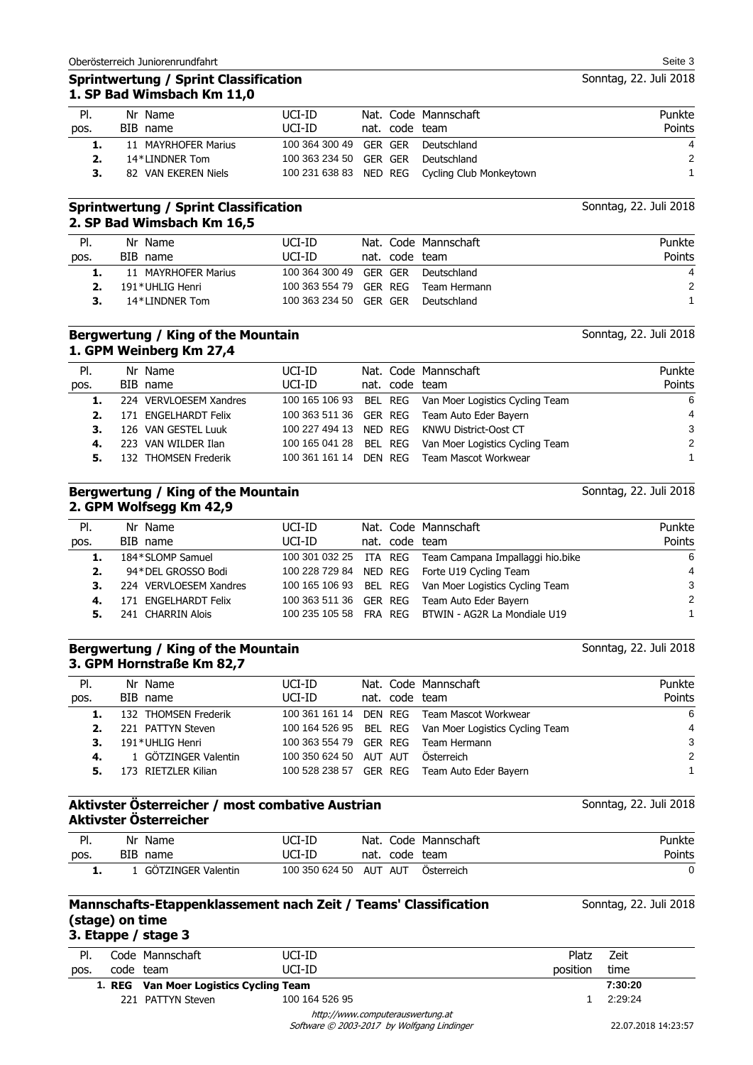## Sprintwertung / Sprint Classification
### 1. SP Bad Wimsbach Km 11,0

Sonntag, 22. Juli 2018

| Pl. pos. | Nr BIB | Name name | UCI-ID UCI-ID | Nat. nat. | Code code | Mannschaft team | Punkte Points |
|---|---|---|---|---|---|---|---|
| 1. | 11 | MAYRHOFER Marius | 100 364 300 49 | GER | GER | Deutschland | 4 |
| 2. | 14* | LINDNER Tom | 100 363 234 50 | GER | GER | Deutschland | 2 |
| 3. | 82 | VAN EKEREN Niels | 100 231 638 83 | NED | REG | Cycling Club Monkeytown | 1 |

## Sprintwertung / Sprint Classification
### 2. SP Bad Wimsbach Km 16,5

Sonntag, 22. Juli 2018

| Pl. pos. | Nr BIB | Name name | UCI-ID UCI-ID | Nat. nat. | Code code | Mannschaft team | Punkte Points |
|---|---|---|---|---|---|---|---|
| 1. | 11 | MAYRHOFER Marius | 100 364 300 49 | GER | GER | Deutschland | 4 |
| 2. | 191* | UHLIG Henri | 100 363 554 79 | GER | REG | Team Hermann | 2 |
| 3. | 14* | LINDNER Tom | 100 363 234 50 | GER | GER | Deutschland | 1 |

## Bergwertung / King of the Mountain
### 1. GPM Weinberg Km 27,4

Sonntag, 22. Juli 2018

| Pl. pos. | Nr BIB | Name name | UCI-ID UCI-ID | Nat. nat. | Code code | Mannschaft team | Punkte Points |
|---|---|---|---|---|---|---|---|
| 1. | 224 | VERVLOESEM Xandres | 100 165 106 93 | BEL | REG | Van Moer Logistics Cycling Team | 6 |
| 2. | 171 | ENGELHARDT Felix | 100 363 511 36 | GER | REG | Team Auto Eder Bayern | 4 |
| 3. | 126 | VAN GESTEL Luuk | 100 227 494 13 | NED | REG | KNWU District-Oost CT | 3 |
| 4. | 223 | VAN WILDER Ilan | 100 165 041 28 | BEL | REG | Van Moer Logistics Cycling Team | 2 |
| 5. | 132 | THOMSEN Frederik | 100 361 161 14 | DEN | REG | Team Mascot Workwear | 1 |

## Bergwertung / King of the Mountain
### 2. GPM Wolfsegg Km 42,9

Sonntag, 22. Juli 2018

| Pl. pos. | Nr BIB | Name name | UCI-ID UCI-ID | Nat. nat. | Code code | Mannschaft team | Punkte Points |
|---|---|---|---|---|---|---|---|
| 1. | 184* | SLOMP Samuel | 100 301 032 25 | ITA | REG | Team Campana Impallaggi hio.bike | 6 |
| 2. | 94* | DEL GROSSO Bodi | 100 228 729 84 | NED | REG | Forte U19 Cycling Team | 4 |
| 3. | 224 | VERVLOESEM Xandres | 100 165 106 93 | BEL | REG | Van Moer Logistics Cycling Team | 3 |
| 4. | 171 | ENGELHARDT Felix | 100 363 511 36 | GER | REG | Team Auto Eder Bayern | 2 |
| 5. | 241 | CHARRIN Alois | 100 235 105 58 | FRA | REG | BTWIN - AG2R La Mondiale U19 | 1 |

## Bergwertung / King of the Mountain
### 3. GPM Hornstraße Km 82,7

Sonntag, 22. Juli 2018

| Pl. pos. | Nr BIB | Name name | UCI-ID UCI-ID | Nat. nat. | Code code | Mannschaft team | Punkte Points |
|---|---|---|---|---|---|---|---|
| 1. | 132 | THOMSEN Frederik | 100 361 161 14 | DEN | REG | Team Mascot Workwear | 6 |
| 2. | 221 | PATTYN Steven | 100 164 526 95 | BEL | REG | Van Moer Logistics Cycling Team | 4 |
| 3. | 191* | UHLIG Henri | 100 363 554 79 | GER | REG | Team Hermann | 3 |
| 4. | 1 | GÖTZINGER Valentin | 100 350 624 50 | AUT | AUT | Österreich | 2 |
| 5. | 173 | RIETZLER Kilian | 100 528 238 57 | GER | REG | Team Auto Eder Bayern | 1 |

## Aktivster Österreicher / most combative Austrian
### Aktivster Österreicher

Sonntag, 22. Juli 2018

| Pl. pos. | Nr BIB | Name name | UCI-ID UCI-ID | Nat. nat. | Code code | Mannschaft team | Punkte Points |
|---|---|---|---|---|---|---|---|
| 1. | 1 | GÖTZINGER Valentin | 100 350 624 50 | AUT | AUT | Österreich | 0 |

## Mannschafts-Etappenklassement nach Zeit / Teams' Classification (stage) on time
### 3. Etappe / stage 3

Sonntag, 22. Juli 2018

| Pl. pos. | Code code | Mannschaft team | UCI-ID UCI-ID | Platz position | Zeit time |
|---|---|---|---|---|---|
| 1. | REG | **Van Moer Logistics Cycling Team** | | | **7:30:20** |
| | 221 | PATTYN Steven | 100 164 526 95 | 1 | 2:29:24 |

http://www.computerauswertung.at
Software © 2003-2017 by Wolfgang Lindinger

22.07.2018 14:23:57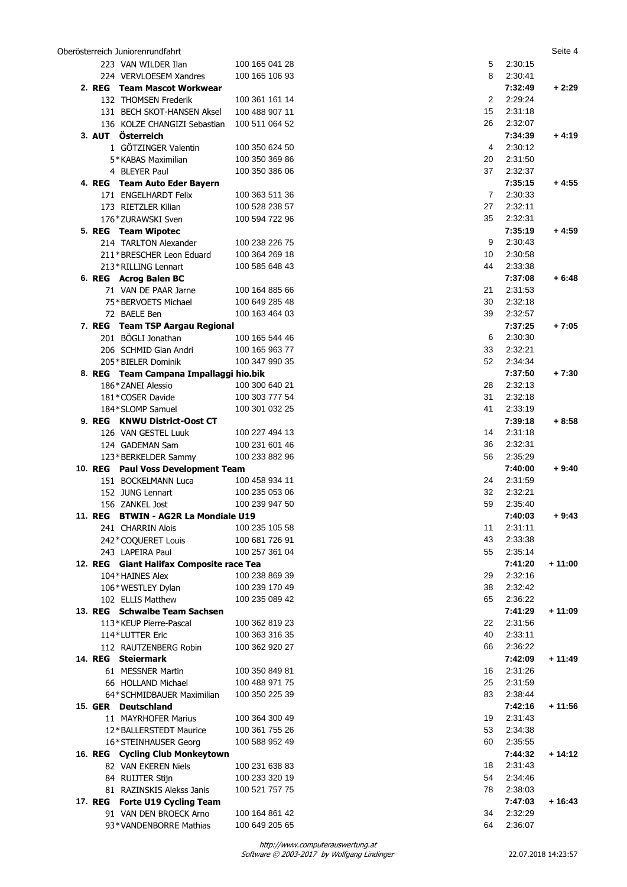| | | | | |
|---|---|---|---|---|
| 223 VAN WILDER Ilan | 100 165 041 28 | 5 | 2:30:15 | |
| 224 VERVLOESEM Xandres | 100 165 106 93 | 8 | 2:30:41 | |
| **2. REG Team Mascot Workwear** | | | **7:32:49** | **+ 2:29** |
| 132 THOMSEN Frederik | 100 361 161 14 | 2 | 2:29:24 | |
| 131 BECH SKOT-HANSEN Aksel | 100 488 907 11 | 15 | 2:31:18 | |
| 136 KOLZE CHANGIZI Sebastian | 100 511 064 52 | 26 | 2:32:07 | |
| **3. AUT Österreich** | | | **7:34:39** | **+ 4:19** |
| 1 GÖTZINGER Valentin | 100 350 624 50 | 4 | 2:30:12 | |
| 5*KABAS Maximilian | 100 350 369 86 | 20 | 2:31:50 | |
| 4 BLEYER Paul | 100 350 386 06 | 37 | 2:32:37 | |
| **4. REG Team Auto Eder Bayern** | | | **7:35:15** | **+ 4:55** |
| 171 ENGELHARDT Felix | 100 363 511 36 | 7 | 2:30:33 | |
| 173 RIETZLER Kilian | 100 528 238 57 | 27 | 2:32:11 | |
| 176*ZURAWSKI Sven | 100 594 722 96 | 35 | 2:32:31 | |
| **5. REG Team Wipotec** | | | **7:35:19** | **+ 4:59** |
| 214 TARLTON Alexander | 100 238 226 75 | 9 | 2:30:43 | |
| 211*BRESCHER Leon Eduard | 100 364 269 18 | 10 | 2:30:58 | |
| 213*RILLING Lennart | 100 585 648 43 | 44 | 2:33:38 | |
| **6. REG Acrog Balen BC** | | | **7:37:08** | **+ 6:48** |
| 71 VAN DE PAAR Jarne | 100 164 885 66 | 21 | 2:31:53 | |
| 75*BERVOETS Michael | 100 649 285 48 | 30 | 2:32:18 | |
| 72 BAELE Ben | 100 163 464 03 | 39 | 2:32:57 | |
| **7. REG Team TSP Aargau Regional** | | | **7:37:25** | **+ 7:05** |
| 201 BÖGLI Jonathan | 100 165 544 46 | 6 | 2:30:30 | |
| 206 SCHMID Gian Andri | 100 165 963 77 | 33 | 2:32:21 | |
| 205*BIELER Dominik | 100 347 990 35 | 52 | 2:34:34 | |
| **8. REG Team Campana Impallaggi hio.bik** | | | **7:37:50** | **+ 7:30** |
| 186*ZANEI Alessio | 100 300 640 21 | 28 | 2:32:13 | |
| 181*COSER Davide | 100 303 777 54 | 31 | 2:32:18 | |
| 184*SLOMP Samuel | 100 301 032 25 | 41 | 2:33:19 | |
| **9. REG KNWU District-Oost CT** | | | **7:39:18** | **+ 8:58** |
| 126 VAN GESTEL Luuk | 100 227 494 13 | 14 | 2:31:18 | |
| 124 GADEMAN Sam | 100 231 601 46 | 36 | 2:32:31 | |
| 123*BERKELDER Sammy | 100 233 882 96 | 56 | 2:35:29 | |
| **10. REG Paul Voss Development Team** | | | **7:40:00** | **+ 9:40** |
| 151 BOCKELMANN Luca | 100 458 934 11 | 24 | 2:31:59 | |
| 152 JUNG Lennart | 100 235 053 06 | 32 | 2:32:21 | |
| 156 ZANKEL Jost | 100 239 947 50 | 59 | 2:35:40 | |
| **11. REG BTWIN - AG2R La Mondiale U19** | | | **7:40:03** | **+ 9:43** |
| 241 CHARRIN Alois | 100 235 105 58 | 11 | 2:31:11 | |
| 242*COQUERET Louis | 100 681 726 91 | 43 | 2:33:38 | |
| 243 LAPEIRA Paul | 100 257 361 04 | 55 | 2:35:14 | |
| **12. REG Giant Halifax Composite race Tea** | | | **7:41:20** | **+ 11:00** |
| 104*HAINES Alex | 100 238 869 39 | 29 | 2:32:16 | |
| 106*WESTLEY Dylan | 100 239 170 49 | 38 | 2:32:42 | |
| 102 ELLIS Matthew | 100 235 089 42 | 65 | 2:36:22 | |
| **13. REG Schwalbe Team Sachsen** | | | **7:41:29** | **+ 11:09** |
| 113*KEUP Pierre-Pascal | 100 362 819 23 | 22 | 2:31:56 | |
| 114*LUTTER Eric | 100 363 316 35 | 40 | 2:33:11 | |
| 112 RAUTZENBERG Robin | 100 362 920 27 | 66 | 2:36:22 | |
| **14. REG Steiermark** | | | **7:42:09** | **+ 11:49** |
| 61 MESSNER Martin | 100 350 849 81 | 16 | 2:31:26 | |
| 66 HOLLAND Michael | 100 488 971 75 | 25 | 2:31:59 | |
| 64*SCHMIDBAUER Maximilian | 100 350 225 39 | 83 | 2:38:44 | |
| **15. GER Deutschland** | | | **7:42:16** | **+ 11:56** |
| 11 MAYRHOFER Marius | 100 364 300 49 | 19 | 2:31:43 | |
| 12*BALLERSTEDT Maurice | 100 361 755 26 | 53 | 2:34:38 | |
| 16*STEINHAUSER Georg | 100 588 952 49 | 60 | 2:35:55 | |
| **16. REG Cycling Club Monkeytown** | | | **7:44:32** | **+ 14:12** |
| 82 VAN EKEREN Niels | 100 231 638 83 | 18 | 2:31:43 | |
| 84 RUIJTER Stijn | 100 233 320 19 | 54 | 2:34:46 | |
| 81 RAZINSKIS Alekss Janis | 100 521 757 75 | 78 | 2:38:03 | |
| **17. REG Forte U19 Cycling Team** | | | **7:47:03** | **+ 16:43** |
| 91 VAN DEN BROECK Arno | 100 164 861 42 | 34 | 2:32:29 | |
| 93*VANDENBORRE Mathias | 100 649 205 65 | 64 | 2:36:07 | |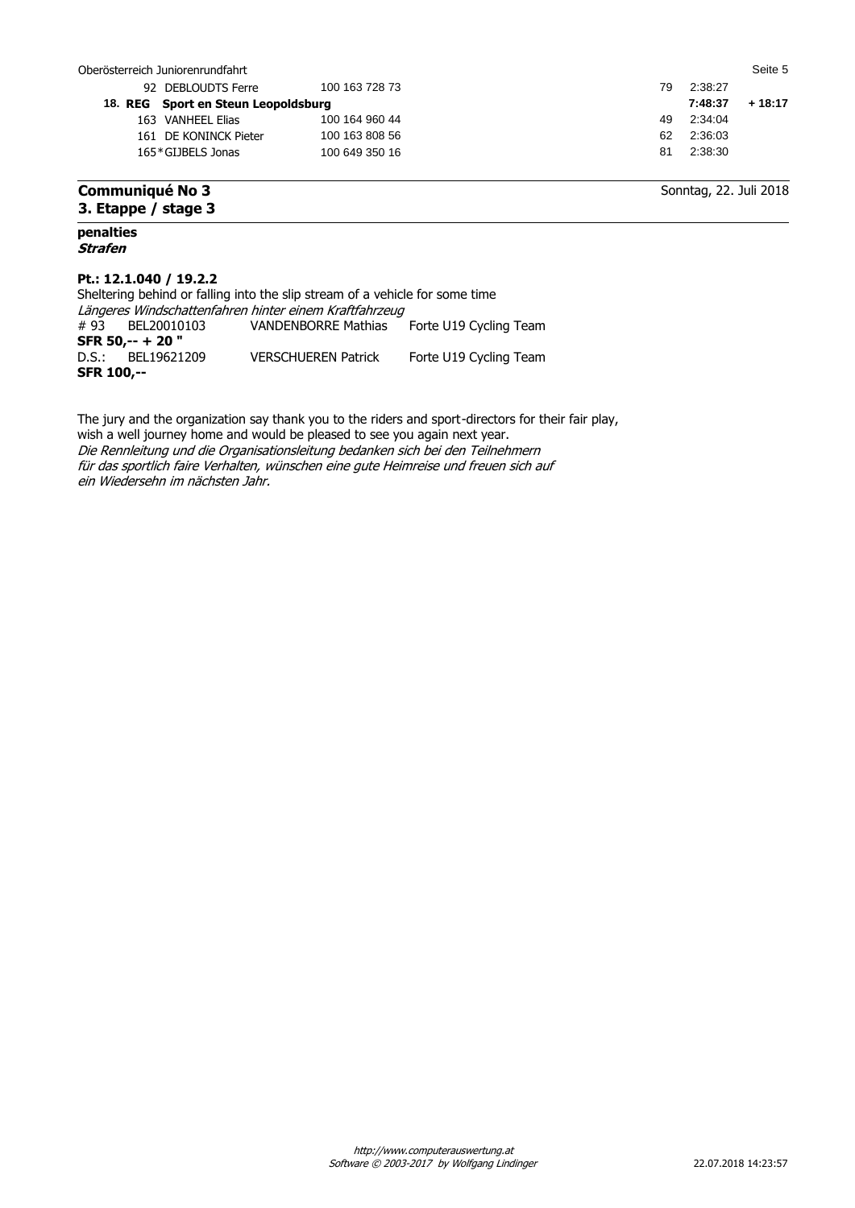| | | | | |
|---|---|---|---|---|
| 92 DEBLOUDTS Ferre | 100 163 728 73 | 79 | 2:38:27 | |
| **18. REG Sport en Steun Leopoldsburg** | | | **7:48:37** | **+ 18:17** |
| 163 VANHEEL Elias | 100 164 960 44 | 49 | 2:34:04 | |
| 161 DE KONINCK Pieter | 100 163 808 56 | 62 | 2:36:03 | |
| 165*GIJBELS Jonas | 100 649 350 16 | 81 | 2:38:30 | |

## Communiqué No 3
## 3. Etappe / stage 3

Sonntag, 22. Juli 2018

**penalties**
***Strafen***

**Pt.: 12.1.040 / 19.2.2**
Sheltering behind or falling into the slip stream of a vehicle for some time
*Längeres Windschattenfahren hinter einem Kraftfahrzeug*

| | | | |
|---|---|---|---|
| # 93 | BEL20010103 | VANDENBORRE Mathias | Forte U19 Cycling Team |

**SFR 50,-- + 20 "**

| | | | |
|---|---|---|---|
| D.S.: | BEL19621209 | VERSCHUEREN Patrick | Forte U19 Cycling Team |

**SFR 100,--**

The jury and the organization say thank you to the riders and sport-directors for their fair play, wish a well journey home and would be pleased to see you again next year.
*Die Rennleitung und die Organisationsleitung bedanken sich bei den Teilnehmern für das sportlich faire Verhalten, wünschen eine gute Heimreise und freuen sich auf ein Wiedersehn im nächsten Jahr.*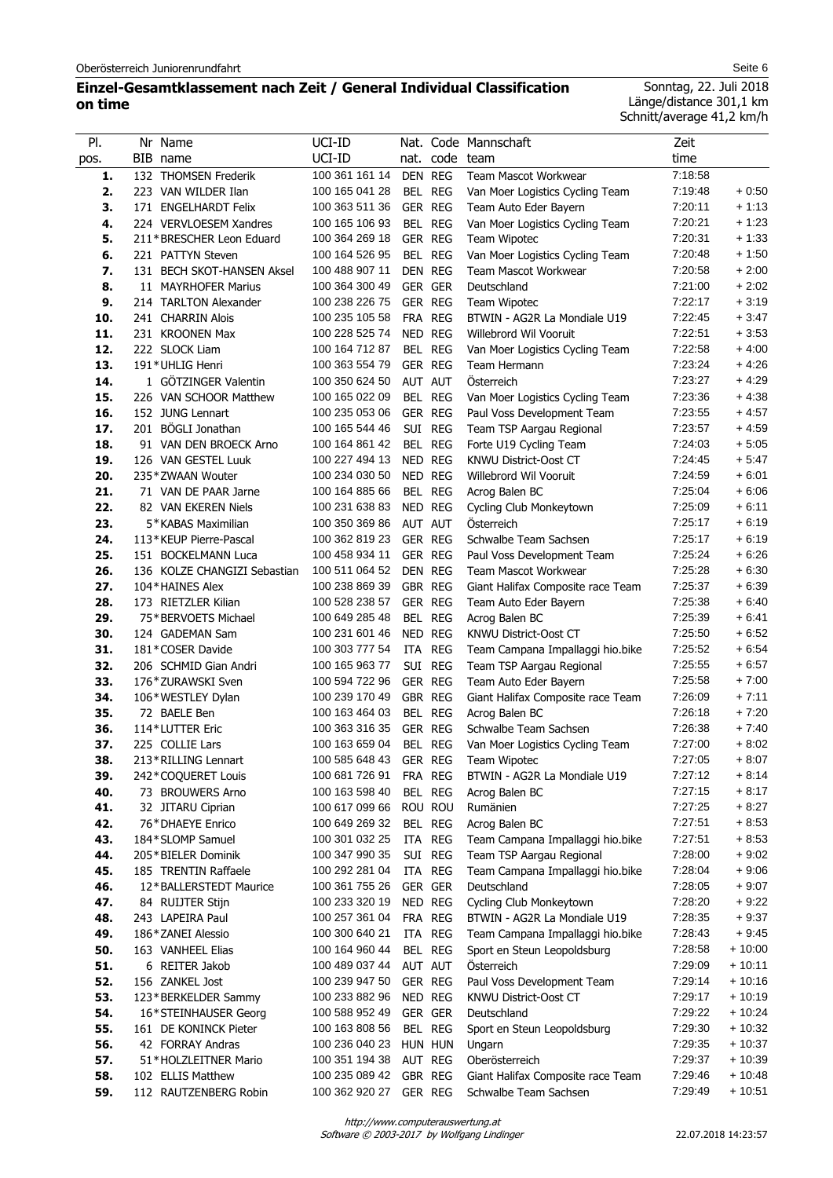## Einzel-Gesamtklassement nach Zeit / General Individual Classification on time

Sonntag, 22. Juli 2018
Länge/distance 301,1 km
Schnitt/average 41,2 km/h

| Pl. pos. | Nr BIB | Name name | UCI-ID UCI-ID | Nat. nat. | Code code | Mannschaft team | Zeit time | |
|---|---|---|---|---|---|---|---|---|
| **1.** | 132 | THOMSEN Frederik | 100 361 161 14 | DEN | REG | Team Mascot Workwear | 7:18:58 | |
| **2.** | 223 | VAN WILDER Ilan | 100 165 041 28 | BEL | REG | Van Moer Logistics Cycling Team | 7:19:48 | + 0:50 |
| **3.** | 171 | ENGELHARDT Felix | 100 363 511 36 | GER | REG | Team Auto Eder Bayern | 7:20:11 | + 1:13 |
| **4.** | 224 | VERVLOESEM Xandres | 100 165 106 93 | BEL | REG | Van Moer Logistics Cycling Team | 7:20:21 | + 1:23 |
| **5.** | 211* | BRESCHER Leon Eduard | 100 364 269 18 | GER | REG | Team Wipotec | 7:20:31 | + 1:33 |
| **6.** | 221 | PATTYN Steven | 100 164 526 95 | BEL | REG | Van Moer Logistics Cycling Team | 7:20:48 | + 1:50 |
| **7.** | 131 | BECH SKOT-HANSEN Aksel | 100 488 907 11 | DEN | REG | Team Mascot Workwear | 7:20:58 | + 2:00 |
| **8.** | 11 | MAYRHOFER Marius | 100 364 300 49 | GER | GER | Deutschland | 7:21:00 | + 2:02 |
| **9.** | 214 | TARLTON Alexander | 100 238 226 75 | GER | REG | Team Wipotec | 7:22:17 | + 3:19 |
| **10.** | 241 | CHARRIN Alois | 100 235 105 58 | FRA | REG | BTWIN - AG2R La Mondiale U19 | 7:22:45 | + 3:47 |
| **11.** | 231 | KROONEN Max | 100 228 525 74 | NED | REG | Willebrord Wil Vooruit | 7:22:51 | + 3:53 |
| **12.** | 222 | SLOCK Liam | 100 164 712 87 | BEL | REG | Van Moer Logistics Cycling Team | 7:22:58 | + 4:00 |
| **13.** | 191* | UHLIG Henri | 100 363 554 79 | GER | REG | Team Hermann | 7:23:24 | + 4:26 |
| **14.** | 1 | GÖTZINGER Valentin | 100 350 624 50 | AUT | AUT | Österreich | 7:23:27 | + 4:29 |
| **15.** | 226 | VAN SCHOOR Matthew | 100 165 022 09 | BEL | REG | Van Moer Logistics Cycling Team | 7:23:36 | + 4:38 |
| **16.** | 152 | JUNG Lennart | 100 235 053 06 | GER | REG | Paul Voss Development Team | 7:23:55 | + 4:57 |
| **17.** | 201 | BÖGLI Jonathan | 100 165 544 46 | SUI | REG | Team TSP Aargau Regional | 7:23:57 | + 4:59 |
| **18.** | 91 | VAN DEN BROECK Arno | 100 164 861 42 | BEL | REG | Forte U19 Cycling Team | 7:24:03 | + 5:05 |
| **19.** | 126 | VAN GESTEL Luuk | 100 227 494 13 | NED | REG | KNWU District-Oost CT | 7:24:45 | + 5:47 |
| **20.** | 235* | ZWAAN Wouter | 100 234 030 50 | NED | REG | Willebrord Wil Vooruit | 7:24:59 | + 6:01 |
| **21.** | 71 | VAN DE PAAR Jarne | 100 164 885 66 | BEL | REG | Acrog Balen BC | 7:25:04 | + 6:06 |
| **22.** | 82 | VAN EKEREN Niels | 100 231 638 83 | NED | REG | Cycling Club Monkeytown | 7:25:09 | + 6:11 |
| **23.** | 5* | KABAS Maximilian | 100 350 369 86 | AUT | AUT | Österreich | 7:25:17 | + 6:19 |
| **24.** | 113* | KEUP Pierre-Pascal | 100 362 819 23 | GER | REG | Schwalbe Team Sachsen | 7:25:17 | + 6:19 |
| **25.** | 151 | BOCKELMANN Luca | 100 458 934 11 | GER | REG | Paul Voss Development Team | 7:25:24 | + 6:26 |
| **26.** | 136 | KOLZE CHANGIZI Sebastian | 100 511 064 52 | DEN | REG | Team Mascot Workwear | 7:25:28 | + 6:30 |
| **27.** | 104* | HAINES Alex | 100 238 869 39 | GBR | REG | Giant Halifax Composite race Team | 7:25:37 | + 6:39 |
| **28.** | 173 | RIETZLER Kilian | 100 528 238 57 | GER | REG | Team Auto Eder Bayern | 7:25:38 | + 6:40 |
| **29.** | 75* | BERVOETS Michael | 100 649 285 48 | BEL | REG | Acrog Balen BC | 7:25:39 | + 6:41 |
| **30.** | 124 | GADEMAN Sam | 100 231 601 46 | NED | REG | KNWU District-Oost CT | 7:25:50 | + 6:52 |
| **31.** | 181* | COSER Davide | 100 303 777 54 | ITA | REG | Team Campana Impallaggi hio.bike | 7:25:52 | + 6:54 |
| **32.** | 206 | SCHMID Gian Andri | 100 165 963 77 | SUI | REG | Team TSP Aargau Regional | 7:25:55 | + 6:57 |
| **33.** | 176* | ZURAWSKI Sven | 100 594 722 96 | GER | REG | Team Auto Eder Bayern | 7:25:58 | + 7:00 |
| **34.** | 106* | WESTLEY Dylan | 100 239 170 49 | GBR | REG | Giant Halifax Composite race Team | 7:26:09 | + 7:11 |
| **35.** | 72 | BAELE Ben | 100 163 464 03 | BEL | REG | Acrog Balen BC | 7:26:18 | + 7:20 |
| **36.** | 114* | LUTTER Eric | 100 363 316 35 | GER | REG | Schwalbe Team Sachsen | 7:26:38 | + 7:40 |
| **37.** | 225 | COLLIE Lars | 100 163 659 04 | BEL | REG | Van Moer Logistics Cycling Team | 7:27:00 | + 8:02 |
| **38.** | 213* | RILLING Lennart | 100 585 648 43 | GER | REG | Team Wipotec | 7:27:05 | + 8:07 |
| **39.** | 242* | COQUERET Louis | 100 681 726 91 | FRA | REG | BTWIN - AG2R La Mondiale U19 | 7:27:12 | + 8:14 |
| **40.** | 73 | BROUWERS Arno | 100 163 598 40 | BEL | REG | Acrog Balen BC | 7:27:15 | + 8:17 |
| **41.** | 32 | JITARU Ciprian | 100 617 099 66 | ROU | ROU | Rumänien | 7:27:25 | + 8:27 |
| **42.** | 76* | DHAEYE Enrico | 100 649 269 32 | BEL | REG | Acrog Balen BC | 7:27:51 | + 8:53 |
| **43.** | 184* | SLOMP Samuel | 100 301 032 25 | ITA | REG | Team Campana Impallaggi hio.bike | 7:27:51 | + 8:53 |
| **44.** | 205* | BIELER Dominik | 100 347 990 35 | SUI | REG | Team TSP Aargau Regional | 7:28:00 | + 9:02 |
| **45.** | 185 | TRENTIN Raffaele | 100 292 281 04 | ITA | REG | Team Campana Impallaggi hio.bike | 7:28:04 | + 9:06 |
| **46.** | 12* | BALLERSTEDT Maurice | 100 361 755 26 | GER | GER | Deutschland | 7:28:05 | + 9:07 |
| **47.** | 84 | RUIJTER Stijn | 100 233 320 19 | NED | REG | Cycling Club Monkeytown | 7:28:20 | + 9:22 |
| **48.** | 243 | LAPEIRA Paul | 100 257 361 04 | FRA | REG | BTWIN - AG2R La Mondiale U19 | 7:28:35 | + 9:37 |
| **49.** | 186* | ZANEI Alessio | 100 300 640 21 | ITA | REG | Team Campana Impallaggi hio.bike | 7:28:43 | + 9:45 |
| **50.** | 163 | VANHEEL Elias | 100 164 960 44 | BEL | REG | Sport en Steun Leopoldsburg | 7:28:58 | + 10:00 |
| **51.** | 6 | REITER Jakob | 100 489 037 44 | AUT | AUT | Österreich | 7:29:09 | + 10:11 |
| **52.** | 156 | ZANKEL Jost | 100 239 947 50 | GER | REG | Paul Voss Development Team | 7:29:14 | + 10:16 |
| **53.** | 123* | BERKELDER Sammy | 100 233 882 96 | NED | REG | KNWU District-Oost CT | 7:29:17 | + 10:19 |
| **54.** | 16* | STEINHAUSER Georg | 100 588 952 49 | GER | GER | Deutschland | 7:29:22 | + 10:24 |
| **55.** | 161 | DE KONINCK Pieter | 100 163 808 56 | BEL | REG | Sport en Steun Leopoldsburg | 7:29:30 | + 10:32 |
| **56.** | 42 | FORRAY Andras | 100 236 040 23 | HUN | HUN | Ungarn | 7:29:35 | + 10:37 |
| **57.** | 51* | HOLZLEITNER Mario | 100 351 194 38 | AUT | REG | Oberösterreich | 7:29:37 | + 10:39 |
| **58.** | 102 | ELLIS Matthew | 100 235 089 42 | GBR | REG | Giant Halifax Composite race Team | 7:29:46 | + 10:48 |
| **59.** | 112 | RAUTZENBERG Robin | 100 362 920 27 | GER | REG | Schwalbe Team Sachsen | 7:29:49 | + 10:51 |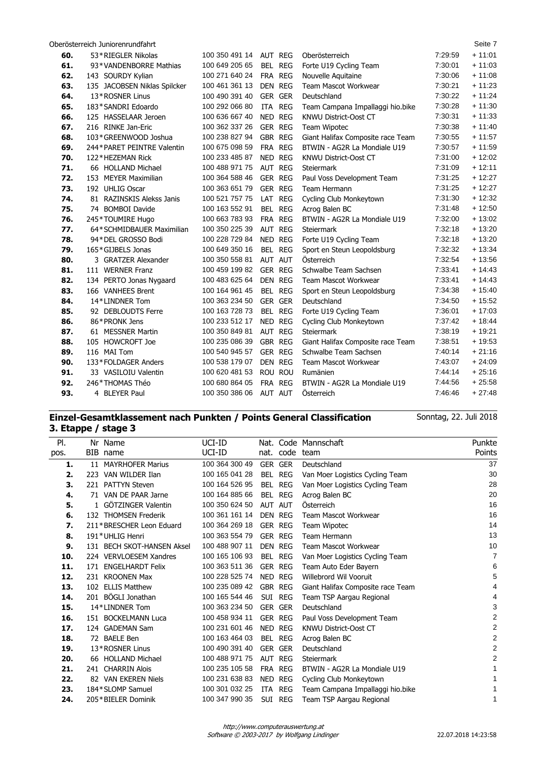| Pl. | Nr | Name | UCI-ID | Nat. | Code | Mannschaft | Zeit | Rückstand |
|---|---|---|---|---|---|---|---|---|
| 60. | 53 | *RIEGLER Nikolas | 100 350 491 14 | AUT | REG | Oberösterreich | 7:29:59 | + 11:01 |
| 61. | 93 | *VANDENBORRE Mathias | 100 649 205 65 | BEL | REG | Forte U19 Cycling Team | 7:30:01 | + 11:03 |
| 62. | 143 | SOURDY Kylian | 100 271 640 24 | FRA | REG | Nouvelle Aquitaine | 7:30:06 | + 11:08 |
| 63. | 135 | JACOBSEN Niklas Spilcker | 100 461 361 13 | DEN | REG | Team Mascot Workwear | 7:30:21 | + 11:23 |
| 64. | 13 | *ROSNER Linus | 100 490 391 40 | GER | GER | Deutschland | 7:30:22 | + 11:24 |
| 65. | 183 | *SANDRI Edoardo | 100 292 066 80 | ITA | REG | Team Campana Impallaggi hio.bike | 7:30:28 | + 11:30 |
| 66. | 125 | HASSELAAR Jeroen | 100 636 667 40 | NED | REG | KNWU District-Oost CT | 7:30:31 | + 11:33 |
| 67. | 216 | RINKE Jan-Eric | 100 362 337 26 | GER | REG | Team Wipotec | 7:30:38 | + 11:40 |
| 68. | 103 | *GREENWOOD Joshua | 100 238 827 94 | GBR | REG | Giant Halifax Composite race Team | 7:30:55 | + 11:57 |
| 69. | 244 | *PARET PEINTRE Valentin | 100 675 098 59 | FRA | REG | BTWIN - AG2R La Mondiale U19 | 7:30:57 | + 11:59 |
| 70. | 122 | *HEZEMAN Rick | 100 233 485 87 | NED | REG | KNWU District-Oost CT | 7:31:00 | + 12:02 |
| 71. | 66 | HOLLAND Michael | 100 488 971 75 | AUT | REG | Steiermark | 7:31:09 | + 12:11 |
| 72. | 153 | MEYER Maximilian | 100 364 588 46 | GER | REG | Paul Voss Development Team | 7:31:25 | + 12:27 |
| 73. | 192 | UHLIG Oscar | 100 363 651 79 | GER | REG | Team Hermann | 7:31:25 | + 12:27 |
| 74. | 81 | RAZINSKIS Alekss Janis | 100 521 757 75 | LAT | REG | Cycling Club Monkeytown | 7:31:30 | + 12:32 |
| 75. | 74 | BOMBOI Davide | 100 163 552 91 | BEL | REG | Acrog Balen BC | 7:31:48 | + 12:50 |
| 76. | 245 | *TOUMIRE Hugo | 100 663 783 93 | FRA | REG | BTWIN - AG2R La Mondiale U19 | 7:32:00 | + 13:02 |
| 77. | 64 | *SCHMIDBAUER Maximilian | 100 350 225 39 | AUT | REG | Steiermark | 7:32:18 | + 13:20 |
| 78. | 94 | *DEL GROSSO Bodi | 100 228 729 84 | NED | REG | Forte U19 Cycling Team | 7:32:18 | + 13:20 |
| 79. | 165 | *GIJBELS Jonas | 100 649 350 16 | BEL | REG | Sport en Steun Leopoldsburg | 7:32:32 | + 13:34 |
| 80. | 3 | GRATZER Alexander | 100 350 558 81 | AUT | AUT | Österreich | 7:32:54 | + 13:56 |
| 81. | 111 | WERNER Franz | 100 459 199 82 | GER | REG | Schwalbe Team Sachsen | 7:33:41 | + 14:43 |
| 82. | 134 | PERTO Jonas Nygaard | 100 483 625 64 | DEN | REG | Team Mascot Workwear | 7:33:41 | + 14:43 |
| 83. | 166 | VANHEES Brent | 100 164 961 45 | BEL | REG | Sport en Steun Leopoldsburg | 7:34:38 | + 15:40 |
| 84. | 14 | *LINDNER Tom | 100 363 234 50 | GER | GER | Deutschland | 7:34:50 | + 15:52 |
| 85. | 92 | DEBLOUDTS Ferre | 100 163 728 73 | BEL | REG | Forte U19 Cycling Team | 7:36:01 | + 17:03 |
| 86. | 86 | *PRONK Jens | 100 233 512 17 | NED | REG | Cycling Club Monkeytown | 7:37:42 | + 18:44 |
| 87. | 61 | MESSNER Martin | 100 350 849 81 | AUT | REG | Steiermark | 7:38:19 | + 19:21 |
| 88. | 105 | HOWCROFT Joe | 100 235 086 39 | GBR | REG | Giant Halifax Composite race Team | 7:38:51 | + 19:53 |
| 89. | 116 | MAI Tom | 100 540 945 57 | GER | REG | Schwalbe Team Sachsen | 7:40:14 | + 21:16 |
| 90. | 133 | *FOLDAGER Anders | 100 538 179 07 | DEN | REG | Team Mascot Workwear | 7:43:07 | + 24:09 |
| 91. | 33 | VASILOIU Valentin | 100 620 481 53 | ROU | ROU | Rumänien | 7:44:14 | + 25:16 |
| 92. | 246 | *THOMAS Théo | 100 680 864 05 | FRA | REG | BTWIN - AG2R La Mondiale U19 | 7:44:56 | + 25:58 |
| 93. | 4 | BLEYER Paul | 100 350 386 06 | AUT | AUT | Österreich | 7:46:46 | + 27:48 |

## Einzel-Gesamtklassement nach Punkten / Points General Classification
## 3. Etappe / stage 3

Sonntag, 22. Juli 2018

| Pl. pos. | Nr BIB | Name name | UCI-ID UCI-ID | Nat. nat. | Code code | Mannschaft team | Punkte Points |
|---|---|---|---|---|---|---|---|
| 1. | 11 | MAYRHOFER Marius | 100 364 300 49 | GER | GER | Deutschland | 37 |
| 2. | 223 | VAN WILDER Ilan | 100 165 041 28 | BEL | REG | Van Moer Logistics Cycling Team | 30 |
| 3. | 221 | PATTYN Steven | 100 164 526 95 | BEL | REG | Van Moer Logistics Cycling Team | 28 |
| 4. | 71 | VAN DE PAAR Jarne | 100 164 885 66 | BEL | REG | Acrog Balen BC | 20 |
| 5. | 1 | GÖTZINGER Valentin | 100 350 624 50 | AUT | AUT | Österreich | 16 |
| 6. | 132 | THOMSEN Frederik | 100 361 161 14 | DEN | REG | Team Mascot Workwear | 16 |
| 7. | 211 | *BRESCHER Leon Eduard | 100 364 269 18 | GER | REG | Team Wipotec | 14 |
| 8. | 191 | *UHLIG Henri | 100 363 554 79 | GER | REG | Team Hermann | 13 |
| 9. | 131 | BECH SKOT-HANSEN Aksel | 100 488 907 11 | DEN | REG | Team Mascot Workwear | 10 |
| 10. | 224 | VERVLOESEM Xandres | 100 165 106 93 | BEL | REG | Van Moer Logistics Cycling Team | 7 |
| 11. | 171 | ENGELHARDT Felix | 100 363 511 36 | GER | REG | Team Auto Eder Bayern | 6 |
| 12. | 231 | KROONEN Max | 100 228 525 74 | NED | REG | Willebrord Wil Vooruit | 5 |
| 13. | 102 | ELLIS Matthew | 100 235 089 42 | GBR | REG | Giant Halifax Composite race Team | 4 |
| 14. | 201 | BÖGLI Jonathan | 100 165 544 46 | SUI | REG | Team TSP Aargau Regional | 4 |
| 15. | 14 | *LINDNER Tom | 100 363 234 50 | GER | GER | Deutschland | 3 |
| 16. | 151 | BOCKELMANN Luca | 100 458 934 11 | GER | REG | Paul Voss Development Team | 2 |
| 17. | 124 | GADEMAN Sam | 100 231 601 46 | NED | REG | KNWU District-Oost CT | 2 |
| 18. | 72 | BAELE Ben | 100 163 464 03 | BEL | REG | Acrog Balen BC | 2 |
| 19. | 13 | *ROSNER Linus | 100 490 391 40 | GER | GER | Deutschland | 2 |
| 20. | 66 | HOLLAND Michael | 100 488 971 75 | AUT | REG | Steiermark | 2 |
| 21. | 241 | CHARRIN Alois | 100 235 105 58 | FRA | REG | BTWIN - AG2R La Mondiale U19 | 1 |
| 22. | 82 | VAN EKEREN Niels | 100 231 638 83 | NED | REG | Cycling Club Monkeytown | 1 |
| 23. | 184 | *SLOMP Samuel | 100 301 032 25 | ITA | REG | Team Campana Impallaggi hio.bike | 1 |
| 24. | 205 | *BIELER Dominik | 100 347 990 35 | SUI | REG | Team TSP Aargau Regional | 1 |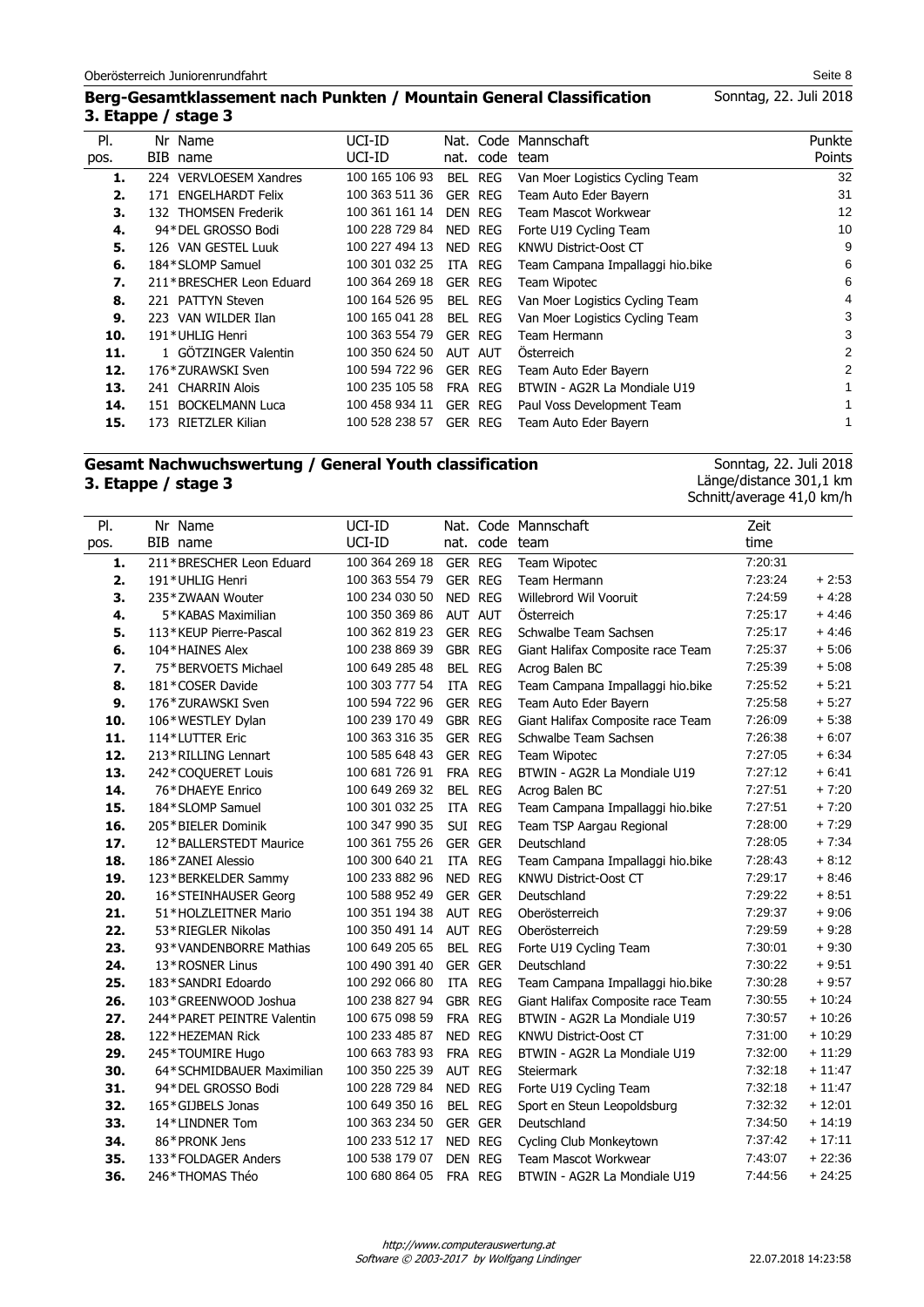## Berg-Gesamtklassement nach Punkten / Mountain General Classification
### 3. Etappe / stage 3

Sonntag, 22. Juli 2018

| Pl. pos. | Nr BIB | Name name | UCI-ID UCI-ID | Nat. nat. | Code code | Mannschaft team | Punkte Points |
|---|---|---|---|---|---|---|---|
| 1. | 224 | VERVLOESEM Xandres | 100 165 106 93 | BEL | REG | Van Moer Logistics Cycling Team | 32 |
| 2. | 171 | ENGELHARDT Felix | 100 363 511 36 | GER | REG | Team Auto Eder Bayern | 31 |
| 3. | 132 | THOMSEN Frederik | 100 361 161 14 | DEN | REG | Team Mascot Workwear | 12 |
| 4. | 94* | DEL GROSSO Bodi | 100 228 729 84 | NED | REG | Forte U19 Cycling Team | 10 |
| 5. | 126 | VAN GESTEL Luuk | 100 227 494 13 | NED | REG | KNWU District-Oost CT | 9 |
| 6. | 184* | SLOMP Samuel | 100 301 032 25 | ITA | REG | Team Campana Impallaggi hio.bike | 6 |
| 7. | 211* | BRESCHER Leon Eduard | 100 364 269 18 | GER | REG | Team Wipotec | 6 |
| 8. | 221 | PATTYN Steven | 100 164 526 95 | BEL | REG | Van Moer Logistics Cycling Team | 4 |
| 9. | 223 | VAN WILDER Ilan | 100 165 041 28 | BEL | REG | Van Moer Logistics Cycling Team | 3 |
| 10. | 191* | UHLIG Henri | 100 363 554 79 | GER | REG | Team Hermann | 3 |
| 11. | 1 | GÖTZINGER Valentin | 100 350 624 50 | AUT | AUT | Österreich | 2 |
| 12. | 176* | ZURAWSKI Sven | 100 594 722 96 | GER | REG | Team Auto Eder Bayern | 2 |
| 13. | 241 | CHARRIN Alois | 100 235 105 58 | FRA | REG | BTWIN - AG2R La Mondiale U19 | 1 |
| 14. | 151 | BOCKELMANN Luca | 100 458 934 11 | GER | REG | Paul Voss Development Team | 1 |
| 15. | 173 | RIETZLER Kilian | 100 528 238 57 | GER | REG | Team Auto Eder Bayern | 1 |

## Gesamt Nachwuchswertung / General Youth classification
### 3. Etappe / stage 3

Sonntag, 22. Juli 2018
Länge/distance 301,1 km
Schnitt/average 41,0 km/h

| Pl. pos. | Nr BIB | Name name | UCI-ID UCI-ID | Nat. nat. | Code code | Mannschaft team | Zeit time | |
|---|---|---|---|---|---|---|---|---|
| 1. | 211* | BRESCHER Leon Eduard | 100 364 269 18 | GER | REG | Team Wipotec | 7:20:31 | |
| 2. | 191* | UHLIG Henri | 100 363 554 79 | GER | REG | Team Hermann | 7:23:24 | + 2:53 |
| 3. | 235* | ZWAAN Wouter | 100 234 030 50 | NED | REG | Willebrord Wil Vooruit | 7:24:59 | + 4:28 |
| 4. | 5* | KABAS Maximilian | 100 350 369 86 | AUT | AUT | Österreich | 7:25:17 | + 4:46 |
| 5. | 113* | KEUP Pierre-Pascal | 100 362 819 23 | GER | REG | Schwalbe Team Sachsen | 7:25:17 | + 4:46 |
| 6. | 104* | HAINES Alex | 100 238 869 39 | GBR | REG | Giant Halifax Composite race Team | 7:25:37 | + 5:06 |
| 7. | 75* | BERVOETS Michael | 100 649 285 48 | BEL | REG | Acrog Balen BC | 7:25:39 | + 5:08 |
| 8. | 181* | COSER Davide | 100 303 777 54 | ITA | REG | Team Campana Impallaggi hio.bike | 7:25:52 | + 5:21 |
| 9. | 176* | ZURAWSKI Sven | 100 594 722 96 | GER | REG | Team Auto Eder Bayern | 7:25:58 | + 5:27 |
| 10. | 106* | WESTLEY Dylan | 100 239 170 49 | GBR | REG | Giant Halifax Composite race Team | 7:26:09 | + 5:38 |
| 11. | 114* | LUTTER Eric | 100 363 316 35 | GER | REG | Schwalbe Team Sachsen | 7:26:38 | + 6:07 |
| 12. | 213* | RILLING Lennart | 100 585 648 43 | GER | REG | Team Wipotec | 7:27:05 | + 6:34 |
| 13. | 242* | COQUERET Louis | 100 681 726 91 | FRA | REG | BTWIN - AG2R La Mondiale U19 | 7:27:12 | + 6:41 |
| 14. | 76* | DHAEYE Enrico | 100 649 269 32 | BEL | REG | Acrog Balen BC | 7:27:51 | + 7:20 |
| 15. | 184* | SLOMP Samuel | 100 301 032 25 | ITA | REG | Team Campana Impallaggi hio.bike | 7:27:51 | + 7:20 |
| 16. | 205* | BIELER Dominik | 100 347 990 35 | SUI | REG | Team TSP Aargau Regional | 7:28:00 | + 7:29 |
| 17. | 12* | BALLERSTEDT Maurice | 100 361 755 26 | GER | GER | Deutschland | 7:28:05 | + 7:34 |
| 18. | 186* | ZANEI Alessio | 100 300 640 21 | ITA | REG | Team Campana Impallaggi hio.bike | 7:28:43 | + 8:12 |
| 19. | 123* | BERKELDER Sammy | 100 233 882 96 | NED | REG | KNWU District-Oost CT | 7:29:17 | + 8:46 |
| 20. | 16* | STEINHAUSER Georg | 100 588 952 49 | GER | GER | Deutschland | 7:29:22 | + 8:51 |
| 21. | 51* | HOLZLEITNER Mario | 100 351 194 38 | AUT | REG | Oberösterreich | 7:29:37 | + 9:06 |
| 22. | 53* | RIEGLER Nikolas | 100 350 491 14 | AUT | REG | Oberösterreich | 7:29:59 | + 9:28 |
| 23. | 93* | VANDENBORRE Mathias | 100 649 205 65 | BEL | REG | Forte U19 Cycling Team | 7:30:01 | + 9:30 |
| 24. | 13* | ROSNER Linus | 100 490 391 40 | GER | GER | Deutschland | 7:30:22 | + 9:51 |
| 25. | 183* | SANDRI Edoardo | 100 292 066 80 | ITA | REG | Team Campana Impallaggi hio.bike | 7:30:28 | + 9:57 |
| 26. | 103* | GREENWOOD Joshua | 100 238 827 94 | GBR | REG | Giant Halifax Composite race Team | 7:30:55 | + 10:24 |
| 27. | 244* | PARET PEINTRE Valentin | 100 675 098 59 | FRA | REG | BTWIN - AG2R La Mondiale U19 | 7:30:57 | + 10:26 |
| 28. | 122* | HEZEMAN Rick | 100 233 485 87 | NED | REG | KNWU District-Oost CT | 7:31:00 | + 10:29 |
| 29. | 245* | TOUMIRE Hugo | 100 663 783 93 | FRA | REG | BTWIN - AG2R La Mondiale U19 | 7:32:00 | + 11:29 |
| 30. | 64* | SCHMIDBAUER Maximilian | 100 350 225 39 | AUT | REG | Steiermark | 7:32:18 | + 11:47 |
| 31. | 94* | DEL GROSSO Bodi | 100 228 729 84 | NED | REG | Forte U19 Cycling Team | 7:32:18 | + 11:47 |
| 32. | 165* | GIJBELS Jonas | 100 649 350 16 | BEL | REG | Sport en Steun Leopoldsburg | 7:32:32 | + 12:01 |
| 33. | 14* | LINDNER Tom | 100 363 234 50 | GER | GER | Deutschland | 7:34:50 | + 14:19 |
| 34. | 86* | PRONK Jens | 100 233 512 17 | NED | REG | Cycling Club Monkeytown | 7:37:42 | + 17:11 |
| 35. | 133* | FOLDAGER Anders | 100 538 179 07 | DEN | REG | Team Mascot Workwear | 7:43:07 | + 22:36 |
| 36. | 246* | THOMAS Théo | 100 680 864 05 | FRA | REG | BTWIN - AG2R La Mondiale U19 | 7:44:56 | + 24:25 |

*http://www.computerauswertung.at*
*Software © 2003-2017 by Wolfgang Lindinger*

22.07.2018 14:23:58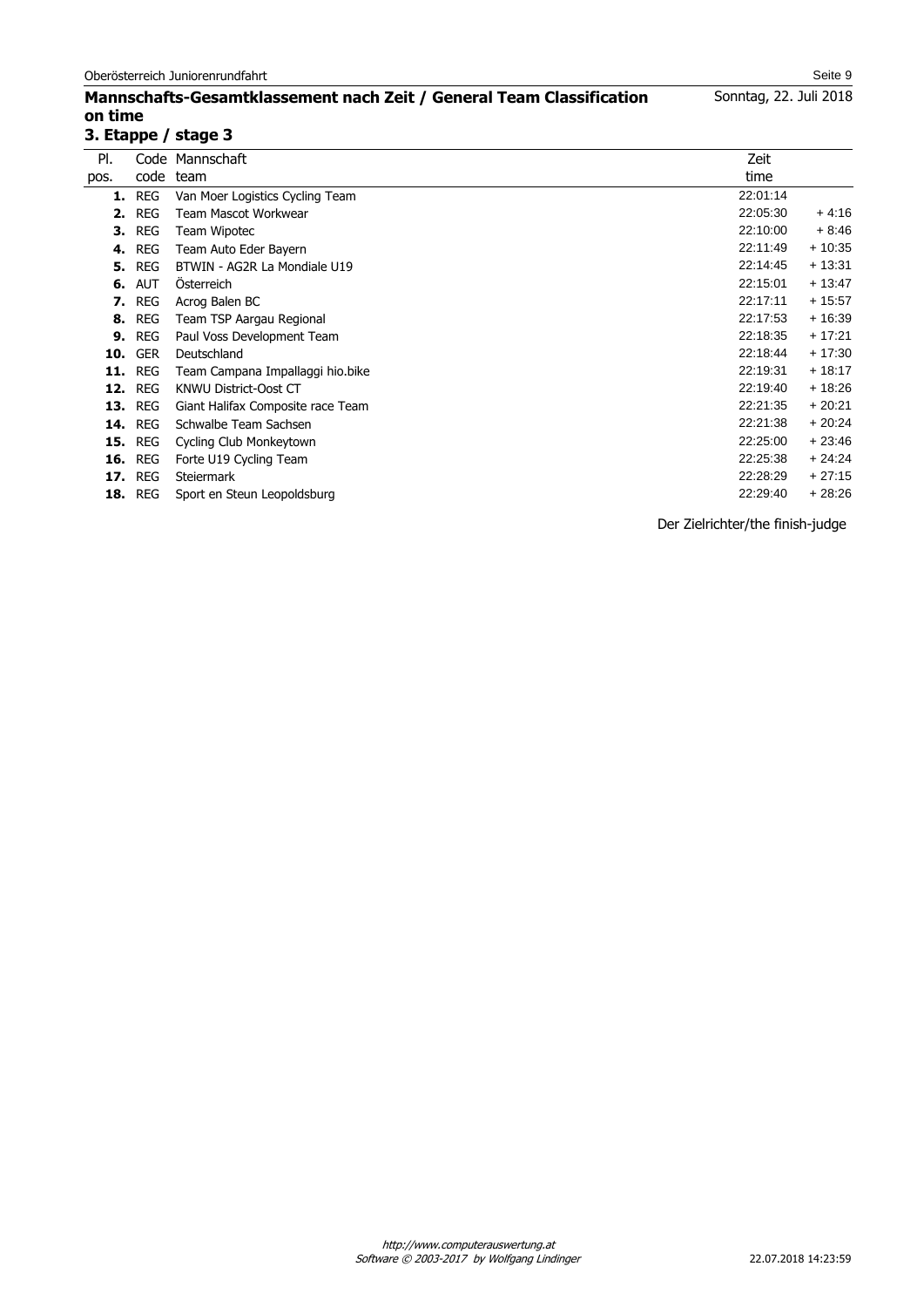## Mannschafts-Gesamtklassement nach Zeit / General Team Classification on time

Sonntag, 22. Juli 2018

### 3. Etappe / stage 3

| Pl. pos. | Code code | Mannschaft team | Zeit time | |
|---|---|---|---|---|
| **1.** | REG | Van Moer Logistics Cycling Team | 22:01:14 | |
| **2.** | REG | Team Mascot Workwear | 22:05:30 | + 4:16 |
| **3.** | REG | Team Wipotec | 22:10:00 | + 8:46 |
| **4.** | REG | Team Auto Eder Bayern | 22:11:49 | + 10:35 |
| **5.** | REG | BTWIN - AG2R La Mondiale U19 | 22:14:45 | + 13:31 |
| **6.** | AUT | Österreich | 22:15:01 | + 13:47 |
| **7.** | REG | Acrog Balen BC | 22:17:11 | + 15:57 |
| **8.** | REG | Team TSP Aargau Regional | 22:17:53 | + 16:39 |
| **9.** | REG | Paul Voss Development Team | 22:18:35 | + 17:21 |
| **10.** | GER | Deutschland | 22:18:44 | + 17:30 |
| **11.** | REG | Team Campana Impallaggi hio.bike | 22:19:31 | + 18:17 |
| **12.** | REG | KNWU District-Oost CT | 22:19:40 | + 18:26 |
| **13.** | REG | Giant Halifax Composite race Team | 22:21:35 | + 20:21 |
| **14.** | REG | Schwalbe Team Sachsen | 22:21:38 | + 20:24 |
| **15.** | REG | Cycling Club Monkeytown | 22:25:00 | + 23:46 |
| **16.** | REG | Forte U19 Cycling Team | 22:25:38 | + 24:24 |
| **17.** | REG | Steiermark | 22:28:29 | + 27:15 |
| **18.** | REG | Sport en Steun Leopoldsburg | 22:29:40 | + 28:26 |

Der Zielrichter/the finish-judge